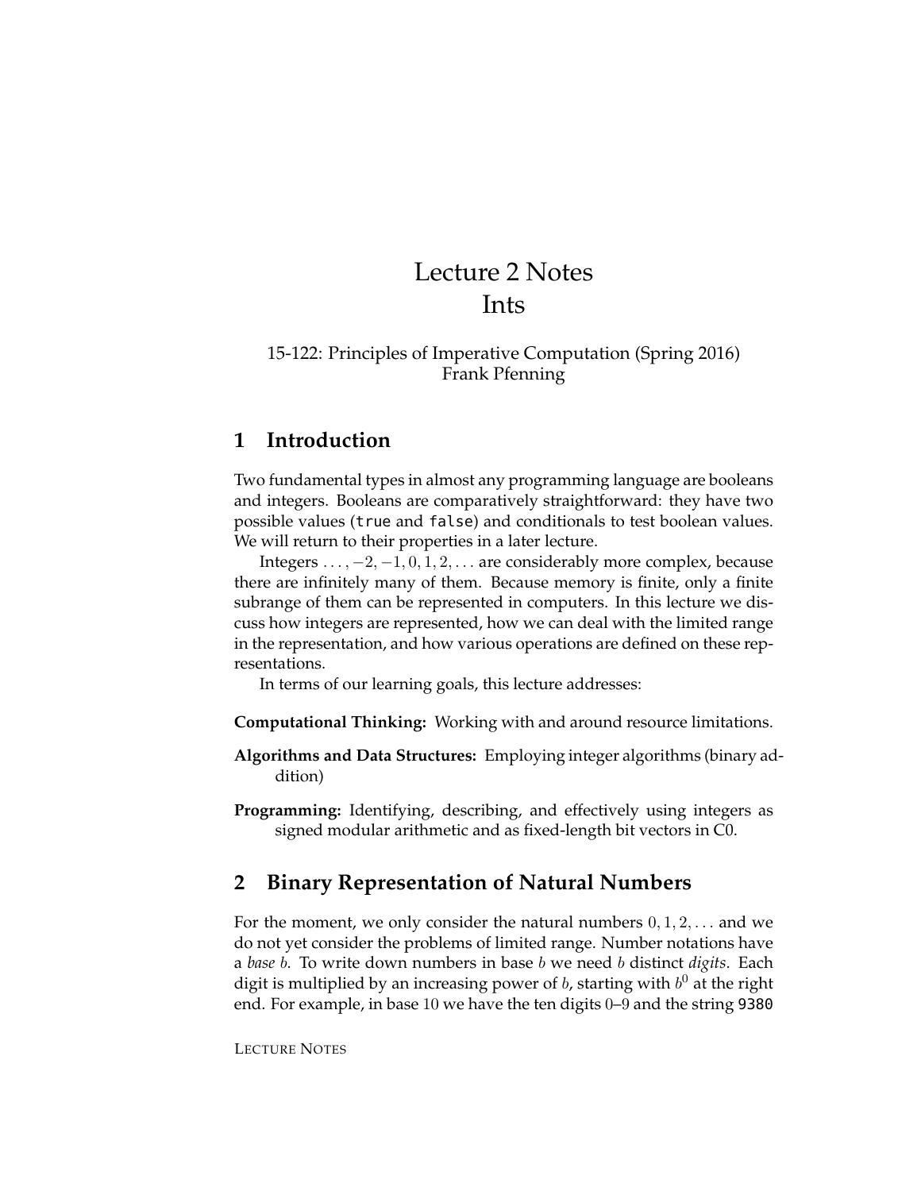# Lecture 2 Notes
# Ints

15-122: Principles of Imperative Computation (Spring 2016)
Frank Pfenning

## 1 Introduction

Two fundamental types in almost any programming language are booleans and integers. Booleans are comparatively straightforward: they have two possible values (`true` and `false`) and conditionals to test boolean values. We will return to their properties in a later lecture.

Integers $\ldots, -2, -1, 0, 1, 2, \ldots$ are considerably more complex, because there are infinitely many of them. Because memory is finite, only a finite subrange of them can be represented in computers. In this lecture we discuss how integers are represented, how we can deal with the limited range in the representation, and how various operations are defined on these representations.

In terms of our learning goals, this lecture addresses:

**Computational Thinking:** Working with and around resource limitations.

**Algorithms and Data Structures:** Employing integer algorithms (binary addition)

**Programming:** Identifying, describing, and effectively using integers as signed modular arithmetic and as fixed-length bit vectors in C0.

## 2 Binary Representation of Natural Numbers

For the moment, we only consider the natural numbers $0, 1, 2, \ldots$ and we do not yet consider the problems of limited range. Number notations have a *base* $b$. To write down numbers in base $b$ we need $b$ distinct *digits*. Each digit is multiplied by an increasing power of $b$, starting with $b^0$ at the right end. For example, in base $10$ we have the ten digits $0$–$9$ and the string `9380`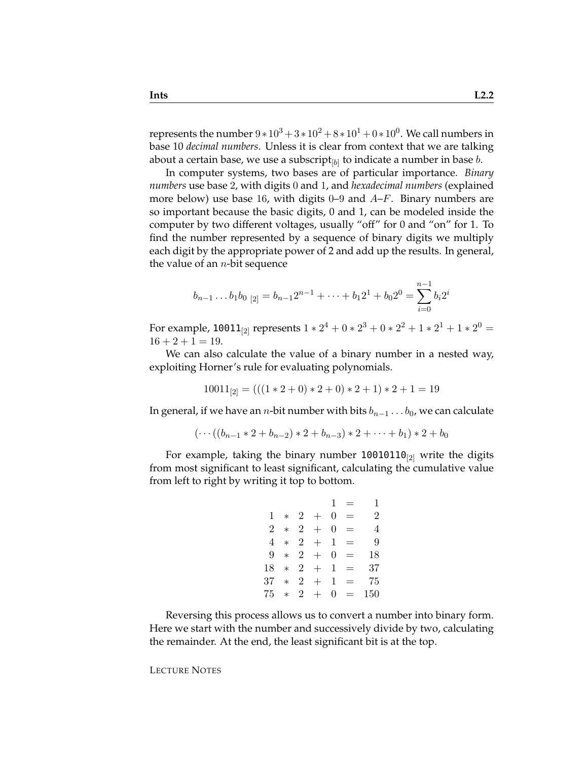represents the number $9 * 10^3 + 3 * 10^2 + 8 * 10^1 + 0 * 10^0$. We call numbers in base 10 *decimal numbers*. Unless it is clear from context that we are talking about a certain base, we use a subscript$_{[b]}$ to indicate a number in base $b$.

In computer systems, two bases are of particular importance. *Binary numbers* use base 2, with digits 0 and 1, and *hexadecimal numbers* (explained more below) use base 16, with digits 0–9 and $A$–$F$. Binary numbers are so important because the basic digits, 0 and 1, can be modeled inside the computer by two different voltages, usually "off" for 0 and "on" for 1. To find the number represented by a sequence of binary digits we multiply each digit by the appropriate power of 2 and add up the results. In general, the value of an $n$-bit sequence

$$b_{n-1} \ldots b_1 b_0\,_{[2]} = b_{n-1}2^{n-1} + \cdots + b_1 2^1 + b_0 2^0 = \sum_{i=0}^{n-1} b_i 2^i$$

For example, `10011`$_{[2]}$ represents $1 * 2^4 + 0 * 2^3 + 0 * 2^2 + 1 * 2^1 + 1 * 2^0 = 16 + 2 + 1 = 19$.

We can also calculate the value of a binary number in a nested way, exploiting Horner's rule for evaluating polynomials.

$$10011_{[2]} = (((1 * 2 + 0) * 2 + 0) * 2 + 1) * 2 + 1 = 19$$

In general, if we have an $n$-bit number with bits $b_{n-1} \ldots b_0$, we can calculate

$$(\cdots((b_{n-1} * 2 + b_{n-2}) * 2 + b_{n-3}) * 2 + \cdots + b_1) * 2 + b_0$$

For example, taking the binary number `10010110`$_{[2]}$ write the digits from most significant to least significant, calculating the cumulative value from left to right by writing it top to bottom.

$$\begin{array}{rcccccr}
 & & & & 1 & = & 1 \\
1 & * & 2 & + & 0 & = & 2 \\
2 & * & 2 & + & 0 & = & 4 \\
4 & * & 2 & + & 1 & = & 9 \\
9 & * & 2 & + & 0 & = & 18 \\
18 & * & 2 & + & 1 & = & 37 \\
37 & * & 2 & + & 1 & = & 75 \\
75 & * & 2 & + & 0 & = & 150
\end{array}$$

Reversing this process allows us to convert a number into binary form. Here we start with the number and successively divide by two, calculating the remainder. At the end, the least significant bit is at the top.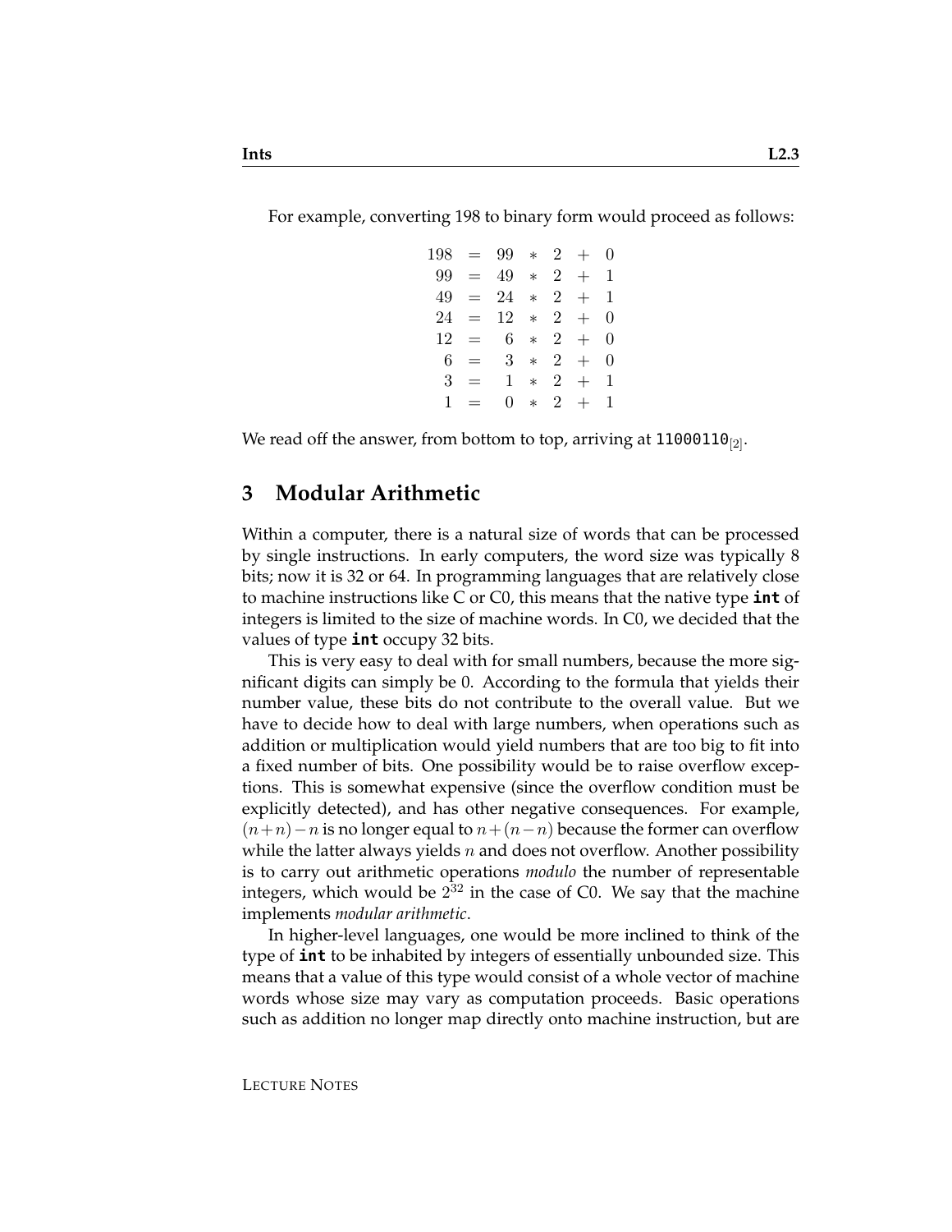For example, converting 198 to binary form would proceed as follows:

$$
\begin{array}{rcrcrcr}
198 & = & 99 & * & 2 & + & 0 \\
99 & = & 49 & * & 2 & + & 1 \\
49 & = & 24 & * & 2 & + & 1 \\
24 & = & 12 & * & 2 & + & 0 \\
12 & = & 6 & * & 2 & + & 0 \\
6 & = & 3 & * & 2 & + & 0 \\
3 & = & 1 & * & 2 & + & 1 \\
1 & = & 0 & * & 2 & + & 1
\end{array}
$$

We read off the answer, from bottom to top, arriving at $\texttt{11000110}_{[2]}$.

## 3 Modular Arithmetic

Within a computer, there is a natural size of words that can be processed by single instructions. In early computers, the word size was typically 8 bits; now it is 32 or 64. In programming languages that are relatively close to machine instructions like C or C0, this means that the native type **`int`** of integers is limited to the size of machine words. In C0, we decided that the values of type **`int`** occupy 32 bits.

This is very easy to deal with for small numbers, because the more significant digits can simply be 0. According to the formula that yields their number value, these bits do not contribute to the overall value. But we have to decide how to deal with large numbers, when operations such as addition or multiplication would yield numbers that are too big to fit into a fixed number of bits. One possibility would be to raise overflow exceptions. This is somewhat expensive (since the overflow condition must be explicitly detected), and has other negative consequences. For example, $(n+n)-n$ is no longer equal to $n+(n-n)$ because the former can overflow while the latter always yields $n$ and does not overflow. Another possibility is to carry out arithmetic operations *modulo* the number of representable integers, which would be $2^{32}$ in the case of C0. We say that the machine implements *modular arithmetic*.

In higher-level languages, one would be more inclined to think of the type of **`int`** to be inhabited by integers of essentially unbounded size. This means that a value of this type would consist of a whole vector of machine words whose size may vary as computation proceeds. Basic operations such as addition no longer map directly onto machine instruction, but are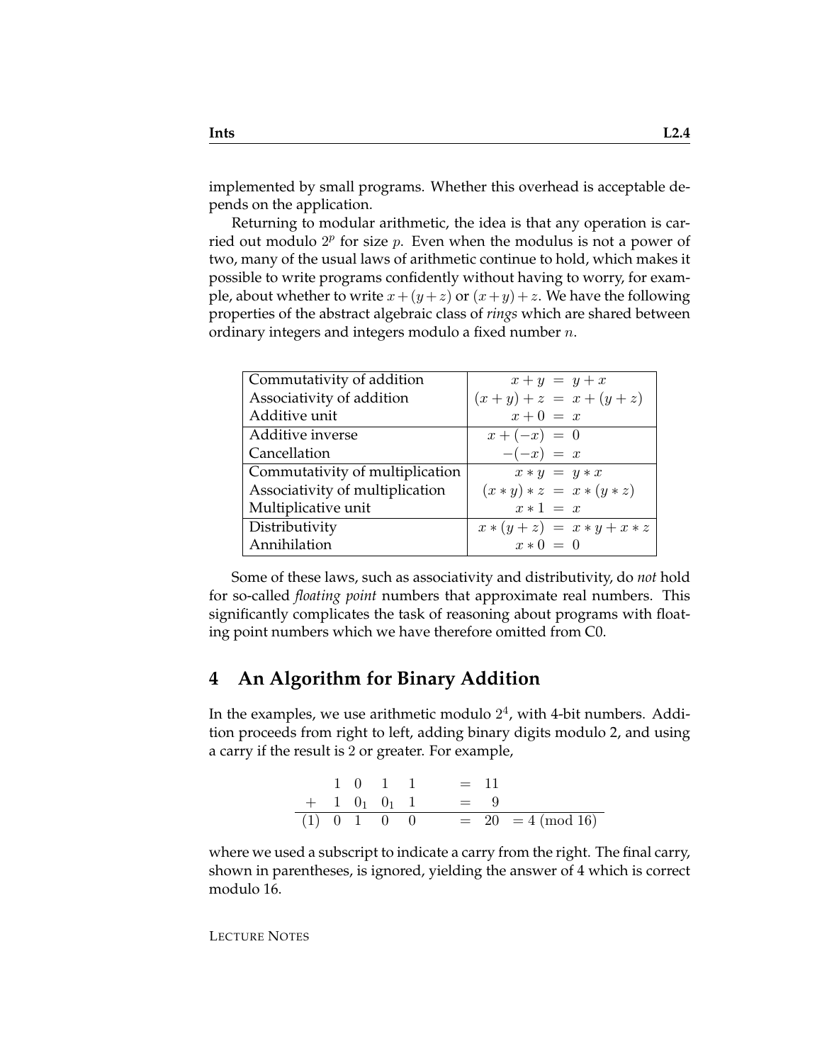implemented by small programs. Whether this overhead is acceptable depends on the application.

Returning to modular arithmetic, the idea is that any operation is carried out modulo $2^p$ for size $p$. Even when the modulus is not a power of two, many of the usual laws of arithmetic continue to hold, which makes it possible to write programs confidently without having to worry, for example, about whether to write $x + (y + z)$ or $(x + y) + z$. We have the following properties of the abstract algebraic class of *rings* which are shared between ordinary integers and integers modulo a fixed number $n$.

| Property | Law |
|---|---|
| Commutativity of addition | $x + y = y + x$ |
| Associativity of addition | $(x + y) + z = x + (y + z)$ |
| Additive unit | $x + 0 = x$ |
| Additive inverse | $x + (-x) = 0$ |
| Cancellation | $-(-x) = x$ |
| Commutativity of multiplication | $x * y = y * x$ |
| Associativity of multiplication | $(x * y) * z = x * (y * z)$ |
| Multiplicative unit | $x * 1 = x$ |
| Distributivity | $x * (y + z) = x * y + x * z$ |
| Annihilation | $x * 0 = 0$ |

Some of these laws, such as associativity and distributivity, do *not* hold for so-called *floating point* numbers that approximate real numbers. This significantly complicates the task of reasoning about programs with floating point numbers which we have therefore omitted from C0.

## 4 An Algorithm for Binary Addition

In the examples, we use arithmetic modulo $2^4$, with 4-bit numbers. Addition proceeds from right to left, adding binary digits modulo 2, and using a carry if the result is 2 or greater. For example,

$$
\begin{array}{rcccccl}
 & 1 & 0 & 1 & 1 & & = 11 \\
+ & 1 & 0_1 & 0_1 & 1 & & = \;\; 9 \\
\hline
(1) & 0 & 1 & 0 & 0 & & = 20 \;\; = 4 \pmod{16}
\end{array}
$$

where we used a subscript to indicate a carry from the right. The final carry, shown in parentheses, is ignored, yielding the answer of 4 which is correct modulo 16.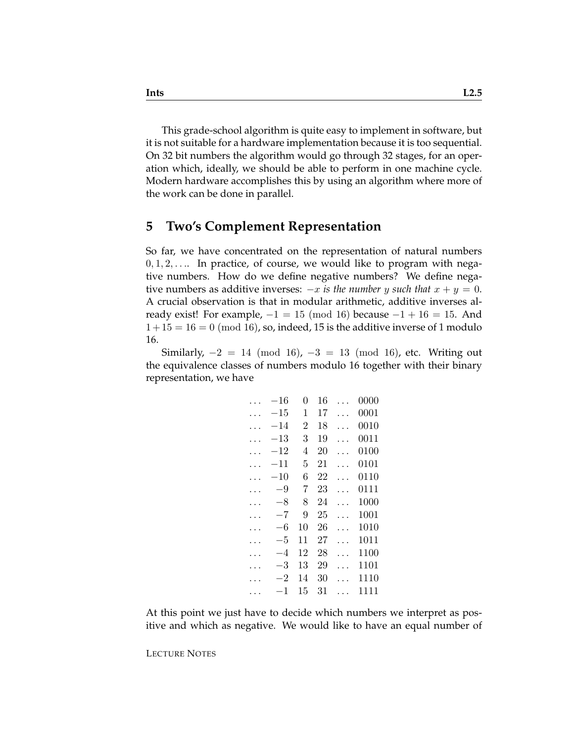This grade-school algorithm is quite easy to implement in software, but it is not suitable for a hardware implementation because it is too sequential. On 32 bit numbers the algorithm would go through 32 stages, for an operation which, ideally, we should be able to perform in one machine cycle. Modern hardware accomplishes this by using an algorithm where more of the work can be done in parallel.

## 5 Two's Complement Representation

So far, we have concentrated on the representation of natural numbers $0, 1, 2, \ldots$. In practice, of course, we would like to program with negative numbers. How do we define negative numbers? We define negative numbers as additive inverses: *$-x$ is the number $y$ such that $x + y = 0$.* A crucial observation is that in modular arithmetic, additive inverses already exist! For example, $-1 = 15 \pmod{16}$ because $-1 + 16 = 15$. And $1 + 15 = 16 = 0 \pmod{16}$, so, indeed, 15 is the additive inverse of 1 modulo 16.

Similarly, $-2 = 14 \pmod{16}$, $-3 = 13 \pmod{16}$, etc. Writing out the equivalence classes of numbers modulo 16 together with their binary representation, we have

$$
\begin{array}{ccccccc}
\ldots & -16 & 0 & 16 & \ldots & 0000 \\
\ldots & -15 & 1 & 17 & \ldots & 0001 \\
\ldots & -14 & 2 & 18 & \ldots & 0010 \\
\ldots & -13 & 3 & 19 & \ldots & 0011 \\
\ldots & -12 & 4 & 20 & \ldots & 0100 \\
\ldots & -11 & 5 & 21 & \ldots & 0101 \\
\ldots & -10 & 6 & 22 & \ldots & 0110 \\
\ldots & -9 & 7 & 23 & \ldots & 0111 \\
\ldots & -8 & 8 & 24 & \ldots & 1000 \\
\ldots & -7 & 9 & 25 & \ldots & 1001 \\
\ldots & -6 & 10 & 26 & \ldots & 1010 \\
\ldots & -5 & 11 & 27 & \ldots & 1011 \\
\ldots & -4 & 12 & 28 & \ldots & 1100 \\
\ldots & -3 & 13 & 29 & \ldots & 1101 \\
\ldots & -2 & 14 & 30 & \ldots & 1110 \\
\ldots & -1 & 15 & 31 & \ldots & 1111
\end{array}
$$

At this point we just have to decide which numbers we interpret as positive and which as negative. We would like to have an equal number of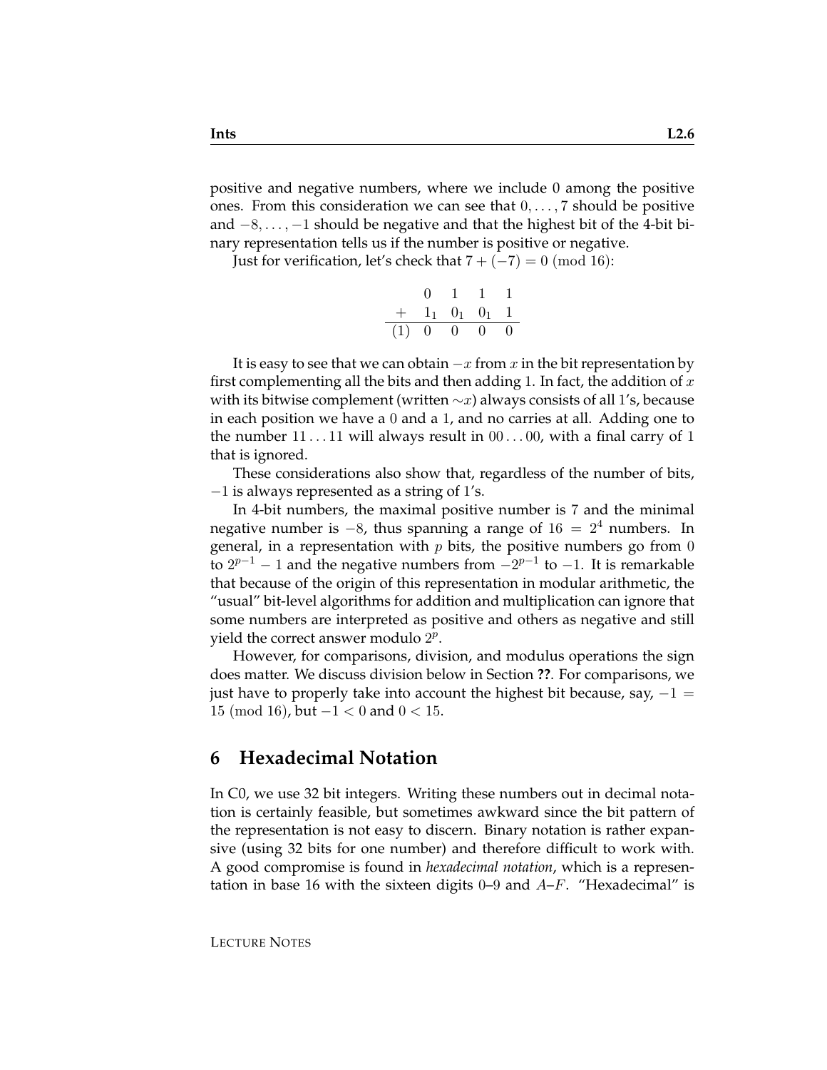positive and negative numbers, where we include 0 among the positive ones. From this consideration we can see that $0, \ldots, 7$ should be positive and $-8, \ldots, -1$ should be negative and that the highest bit of the 4-bit binary representation tells us if the number is positive or negative.

Just for verification, let's check that $7 + (-7) = 0 \pmod{16}$:

$$
\begin{array}{rcccc}
 & 0 & 1 & 1 & 1 \\
+ & 1_1 & 0_1 & 0_1 & 1 \\
\hline
(1) & 0 & 0 & 0 & 0
\end{array}
$$

It is easy to see that we can obtain $-x$ from $x$ in the bit representation by first complementing all the bits and then adding 1. In fact, the addition of $x$ with its bitwise complement (written $\sim x$) always consists of all 1's, because in each position we have a 0 and a 1, and no carries at all. Adding one to the number $11 \ldots 11$ will always result in $00 \ldots 00$, with a final carry of 1 that is ignored.

These considerations also show that, regardless of the number of bits, $-1$ is always represented as a string of 1's.

In 4-bit numbers, the maximal positive number is 7 and the minimal negative number is $-8$, thus spanning a range of $16 = 2^4$ numbers. In general, in a representation with $p$ bits, the positive numbers go from 0 to $2^{p-1} - 1$ and the negative numbers from $-2^{p-1}$ to $-1$. It is remarkable that because of the origin of this representation in modular arithmetic, the "usual" bit-level algorithms for addition and multiplication can ignore that some numbers are interpreted as positive and others as negative and still yield the correct answer modulo $2^p$.

However, for comparisons, division, and modulus operations the sign does matter. We discuss division below in Section **??**. For comparisons, we just have to properly take into account the highest bit because, say, $-1 = 15 \pmod{16}$, but $-1 < 0$ and $0 < 15$.

## 6 Hexadecimal Notation

In C0, we use 32 bit integers. Writing these numbers out in decimal notation is certainly feasible, but sometimes awkward since the bit pattern of the representation is not easy to discern. Binary notation is rather expansive (using 32 bits for one number) and therefore difficult to work with. A good compromise is found in *hexadecimal notation*, which is a representation in base 16 with the sixteen digits 0–9 and $A$–$F$. "Hexadecimal" is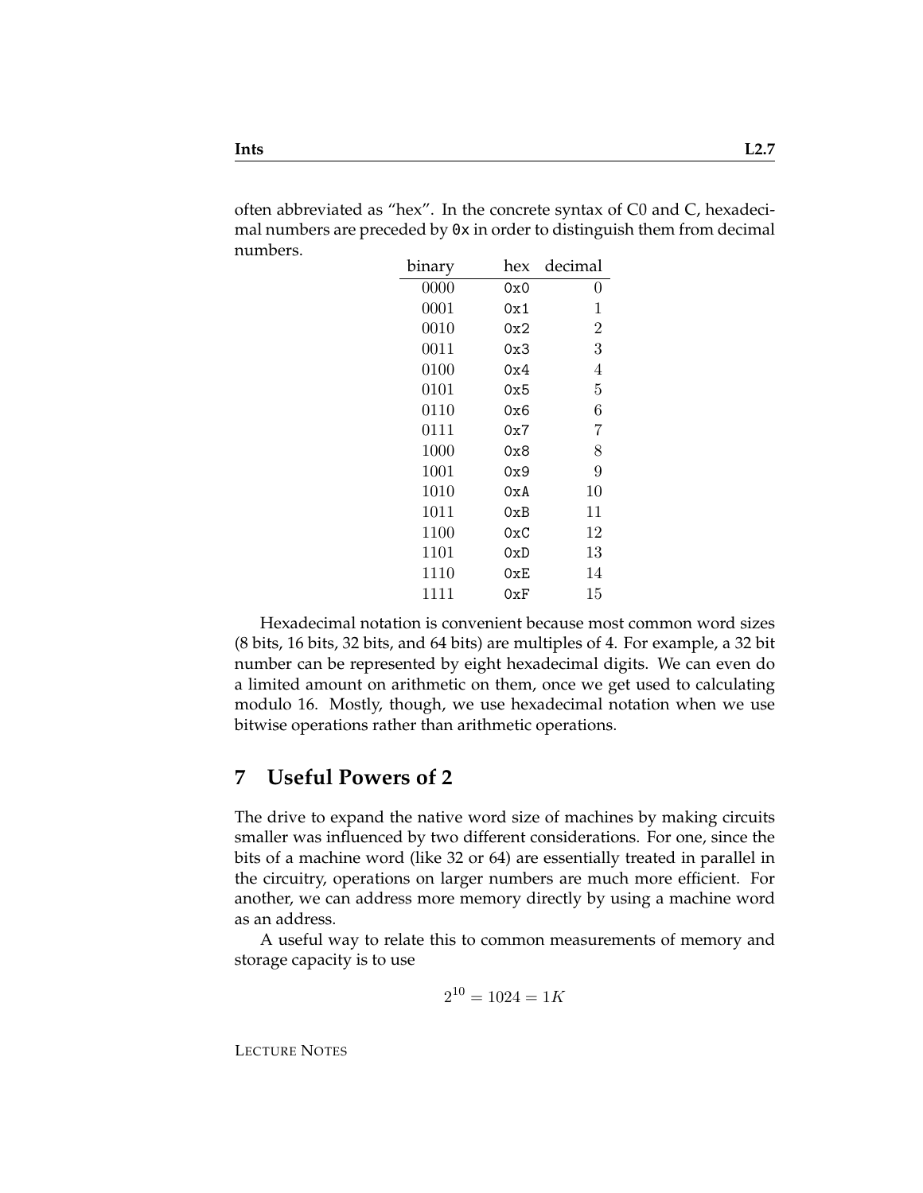often abbreviated as "hex". In the concrete syntax of C0 and C, hexadecimal numbers are preceded by `0x` in order to distinguish them from decimal numbers.

| binary | hex | decimal |
|---|---|---|
| 0000 | `0x0` | 0 |
| 0001 | `0x1` | 1 |
| 0010 | `0x2` | 2 |
| 0011 | `0x3` | 3 |
| 0100 | `0x4` | 4 |
| 0101 | `0x5` | 5 |
| 0110 | `0x6` | 6 |
| 0111 | `0x7` | 7 |
| 1000 | `0x8` | 8 |
| 1001 | `0x9` | 9 |
| 1010 | `0xA` | 10 |
| 1011 | `0xB` | 11 |
| 1100 | `0xC` | 12 |
| 1101 | `0xD` | 13 |
| 1110 | `0xE` | 14 |
| 1111 | `0xF` | 15 |

Hexadecimal notation is convenient because most common word sizes (8 bits, 16 bits, 32 bits, and 64 bits) are multiples of 4. For example, a 32 bit number can be represented by eight hexadecimal digits. We can even do a limited amount on arithmetic on them, once we get used to calculating modulo 16. Mostly, though, we use hexadecimal notation when we use bitwise operations rather than arithmetic operations.

## 7 Useful Powers of 2

The drive to expand the native word size of machines by making circuits smaller was influenced by two different considerations. For one, since the bits of a machine word (like 32 or 64) are essentially treated in parallel in the circuitry, operations on larger numbers are much more efficient. For another, we can address more memory directly by using a machine word as an address.

A useful way to relate this to common measurements of memory and storage capacity is to use

$$2^{10} = 1024 = 1K$$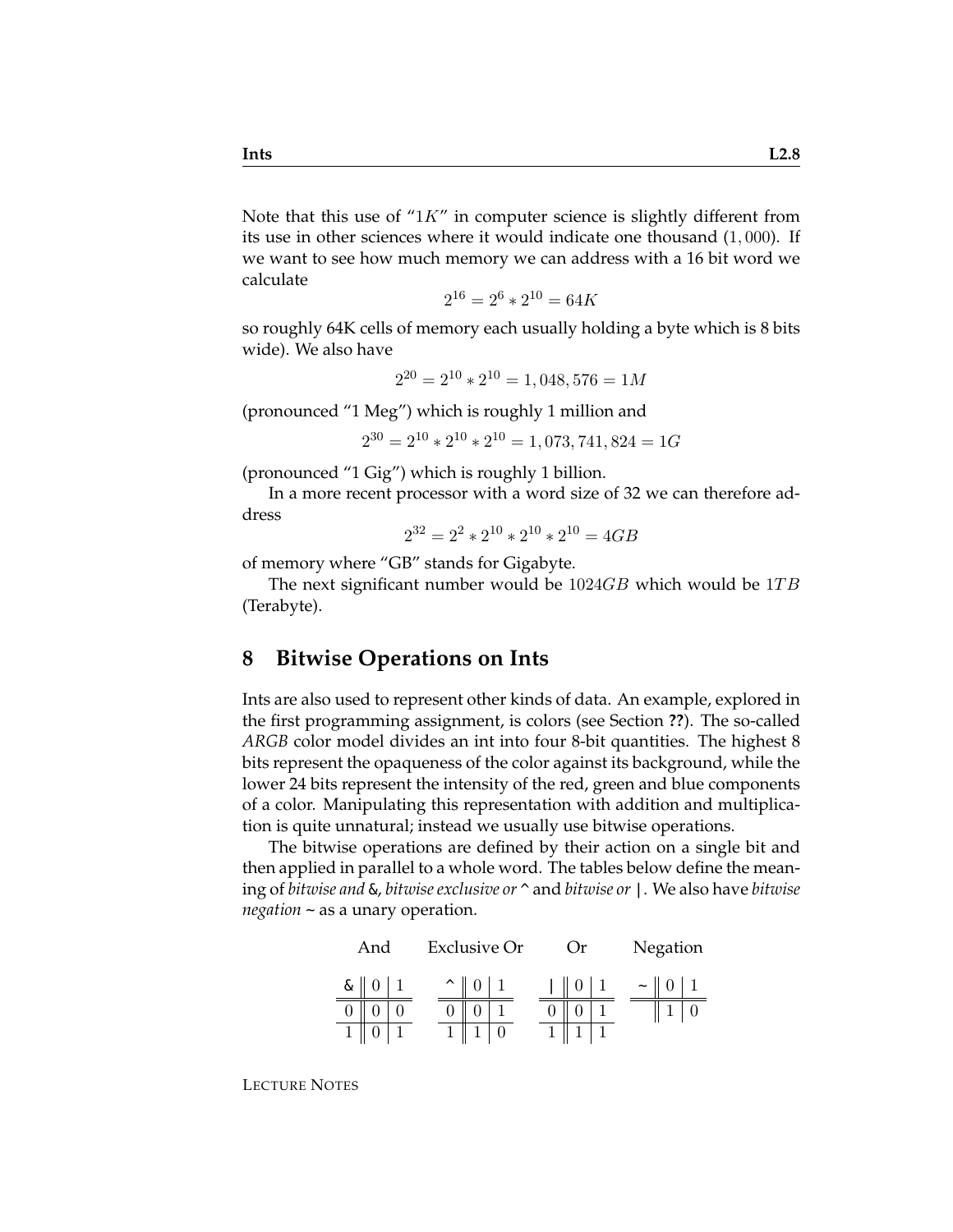Note that this use of "$1K$" in computer science is slightly different from its use in other sciences where it would indicate one thousand $(1,000)$. If we want to see how much memory we can address with a 16 bit word we calculate

$$2^{16} = 2^6 * 2^{10} = 64K$$

so roughly 64K cells of memory each usually holding a byte which is 8 bits wide). We also have

$$2^{20} = 2^{10} * 2^{10} = 1,048,576 = 1M$$

(pronounced "1 Meg") which is roughly 1 million and

$$2^{30} = 2^{10} * 2^{10} * 2^{10} = 1,073,741,824 = 1G$$

(pronounced "1 Gig") which is roughly 1 billion.

In a more recent processor with a word size of 32 we can therefore address

$$2^{32} = 2^2 * 2^{10} * 2^{10} * 2^{10} = 4GB$$

of memory where "GB" stands for Gigabyte.

The next significant number would be $1024GB$ which would be $1TB$ (Terabyte).

## 8 Bitwise Operations on Ints

Ints are also used to represent other kinds of data. An example, explored in the first programming assignment, is colors (see Section **??**). The so-called *ARGB* color model divides an int into four 8-bit quantities. The highest 8 bits represent the opaqueness of the color against its background, while the lower 24 bits represent the intensity of the red, green and blue components of a color. Manipulating this representation with addition and multiplication is quite unnatural; instead we usually use bitwise operations.

The bitwise operations are defined by their action on a single bit and then applied in parallel to a whole word. The tables below define the meaning of *bitwise and* `&`, *bitwise exclusive or* `^` and *bitwise or* `|`. We also have *bitwise negation* `~` as a unary operation.

And

| & | 0 | 1 |
|---|---|---|
| 0 | 0 | 0 |
| 1 | 0 | 1 |

Exclusive Or

| ^ | 0 | 1 |
|---|---|---|
| 0 | 0 | 1 |
| 1 | 1 | 0 |

Or

| \| | 0 | 1 |
|---|---|---|
| 0 | 0 | 1 |
| 1 | 1 | 1 |

Negation

| ~ | 0 | 1 |
|---|---|---|
| | 1 | 0 |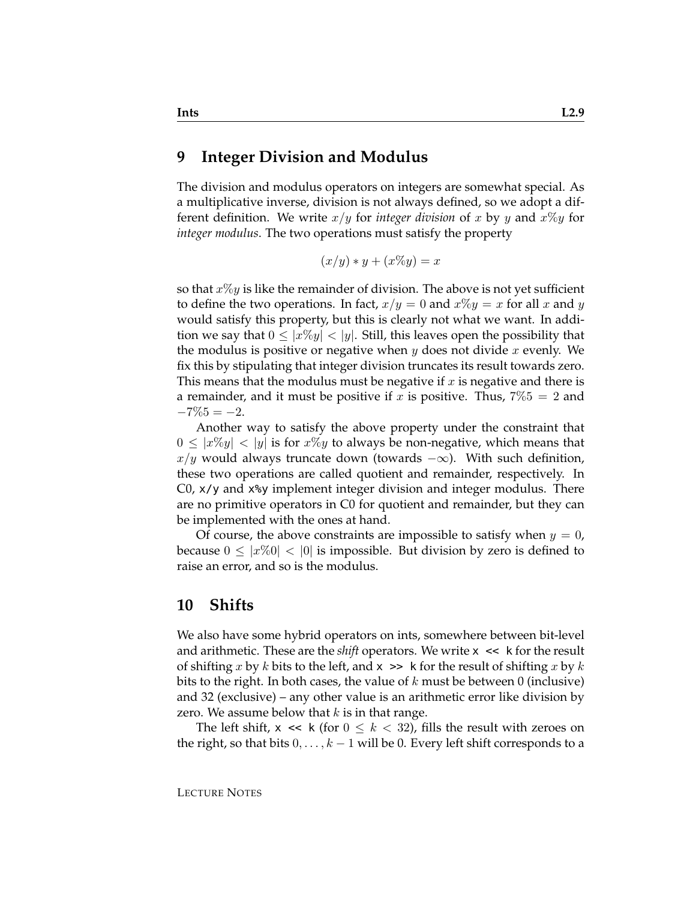## 9 Integer Division and Modulus

The division and modulus operators on integers are somewhat special. As a multiplicative inverse, division is not always defined, so we adopt a different definition. We write $x/y$ for *integer division* of $x$ by $y$ and $x\%y$ for *integer modulus*. The two operations must satisfy the property

$$(x/y) * y + (x\%y) = x$$

so that $x\%y$ is like the remainder of division. The above is not yet sufficient to define the two operations. In fact, $x/y = 0$ and $x\%y = x$ for all $x$ and $y$ would satisfy this property, but this is clearly not what we want. In addition we say that $0 \leq |x\%y| < |y|$. Still, this leaves open the possibility that the modulus is positive or negative when $y$ does not divide $x$ evenly. We fix this by stipulating that integer division truncates its result towards zero. This means that the modulus must be negative if $x$ is negative and there is a remainder, and it must be positive if $x$ is positive. Thus, $7\%5 = 2$ and $-7\%5 = -2$.

Another way to satisfy the above property under the constraint that $0 \leq |x\%y| < |y|$ is for $x\%y$ to always be non-negative, which means that $x/y$ would always truncate down (towards $-\infty$). With such definition, these two operations are called quotient and remainder, respectively. In C0, `x/y` and `x%y` implement integer division and integer modulus. There are no primitive operators in C0 for quotient and remainder, but they can be implemented with the ones at hand.

Of course, the above constraints are impossible to satisfy when $y = 0$, because $0 \leq |x\%0| < |0|$ is impossible. But division by zero is defined to raise an error, and so is the modulus.

## 10 Shifts

We also have some hybrid operators on ints, somewhere between bit-level and arithmetic. These are the *shift* operators. We write `x << k` for the result of shifting $x$ by $k$ bits to the left, and `x >> k` for the result of shifting $x$ by $k$ bits to the right. In both cases, the value of $k$ must be between 0 (inclusive) and 32 (exclusive) – any other value is an arithmetic error like division by zero. We assume below that $k$ is in that range.

The left shift, `x << k` (for $0 \leq k < 32$), fills the result with zeroes on the right, so that bits $0, \ldots, k-1$ will be 0. Every left shift corresponds to a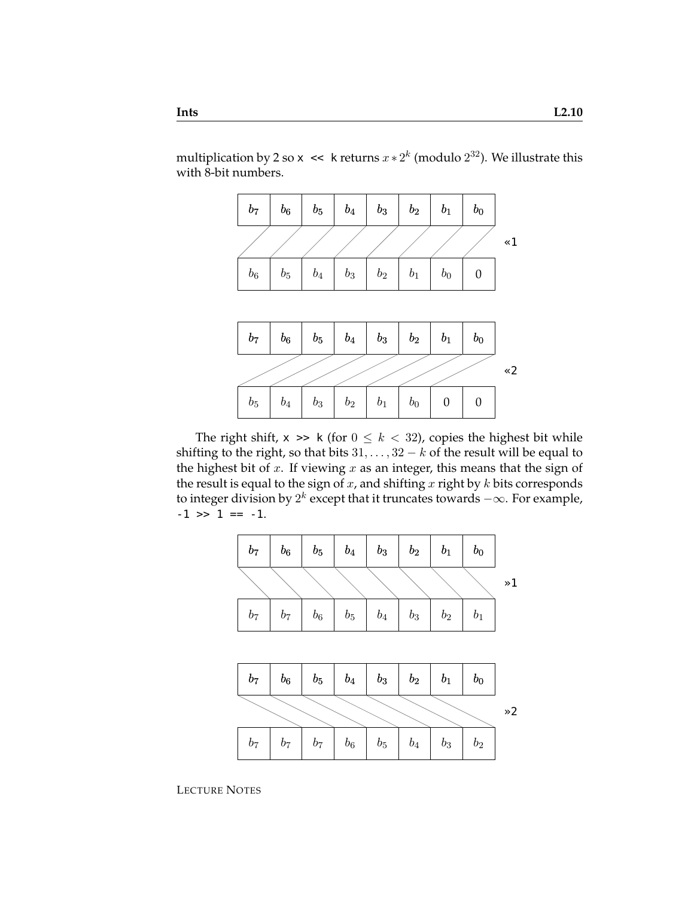multiplication by 2 so `x << k` returns $x * 2^k$ (modulo $2^{32}$). We illustrate this with 8-bit numbers.

| $b_7$ | $b_6$ | $b_5$ | $b_4$ | $b_3$ | $b_2$ | $b_1$ | $b_0$ | |
|---|---|---|---|---|---|---|---|---|
| $b_6$ | $b_5$ | $b_4$ | $b_3$ | $b_2$ | $b_1$ | $b_0$ | 0 | «1 |

| $b_7$ | $b_6$ | $b_5$ | $b_4$ | $b_3$ | $b_2$ | $b_1$ | $b_0$ | |
|---|---|---|---|---|---|---|---|---|
| $b_5$ | $b_4$ | $b_3$ | $b_2$ | $b_1$ | $b_0$ | 0 | 0 | «2 |

The right shift, `x >> k` (for $0 \leq k < 32$), copies the highest bit while shifting to the right, so that bits $31, \ldots, 32-k$ of the result will be equal to the highest bit of $x$. If viewing $x$ as an integer, this means that the sign of the result is equal to the sign of $x$, and shifting $x$ right by $k$ bits corresponds to integer division by $2^k$ except that it truncates towards $-\infty$. For example, `-1 >> 1 == -1`.

| $b_7$ | $b_6$ | $b_5$ | $b_4$ | $b_3$ | $b_2$ | $b_1$ | $b_0$ | |
|---|---|---|---|---|---|---|---|---|
| $b_7$ | $b_7$ | $b_6$ | $b_5$ | $b_4$ | $b_3$ | $b_2$ | $b_1$ | »1 |

| $b_7$ | $b_6$ | $b_5$ | $b_4$ | $b_3$ | $b_2$ | $b_1$ | $b_0$ | |
|---|---|---|---|---|---|---|---|---|
| $b_7$ | $b_7$ | $b_7$ | $b_6$ | $b_5$ | $b_4$ | $b_3$ | $b_2$ | »2 |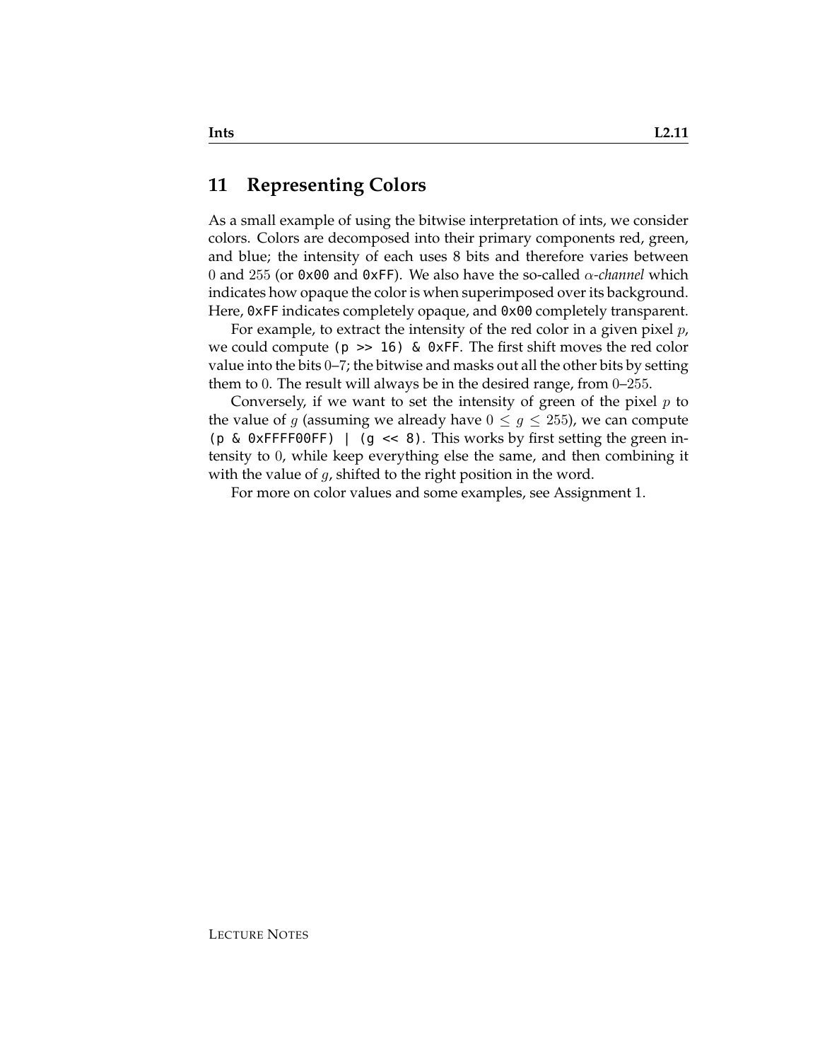## 11 Representing Colors

As a small example of using the bitwise interpretation of ints, we consider colors. Colors are decomposed into their primary components red, green, and blue; the intensity of each uses $8$ bits and therefore varies between $0$ and $255$ (or `0x00` and `0xFF`). We also have the so-called *$\alpha$-channel* which indicates how opaque the color is when superimposed over its background. Here, `0xFF` indicates completely opaque, and `0x00` completely transparent.

For example, to extract the intensity of the red color in a given pixel $p$, we could compute `(p >> 16) & 0xFF`. The first shift moves the red color value into the bits $0$–$7$; the bitwise and masks out all the other bits by setting them to $0$. The result will always be in the desired range, from $0$–$255$.

Conversely, if we want to set the intensity of green of the pixel $p$ to the value of $g$ (assuming we already have $0 \leq g \leq 255$), we can compute `(p & 0xFFFF00FF) | (g << 8)`. This works by first setting the green intensity to $0$, while keep everything else the same, and then combining it with the value of $g$, shifted to the right position in the word.

For more on color values and some examples, see Assignment 1.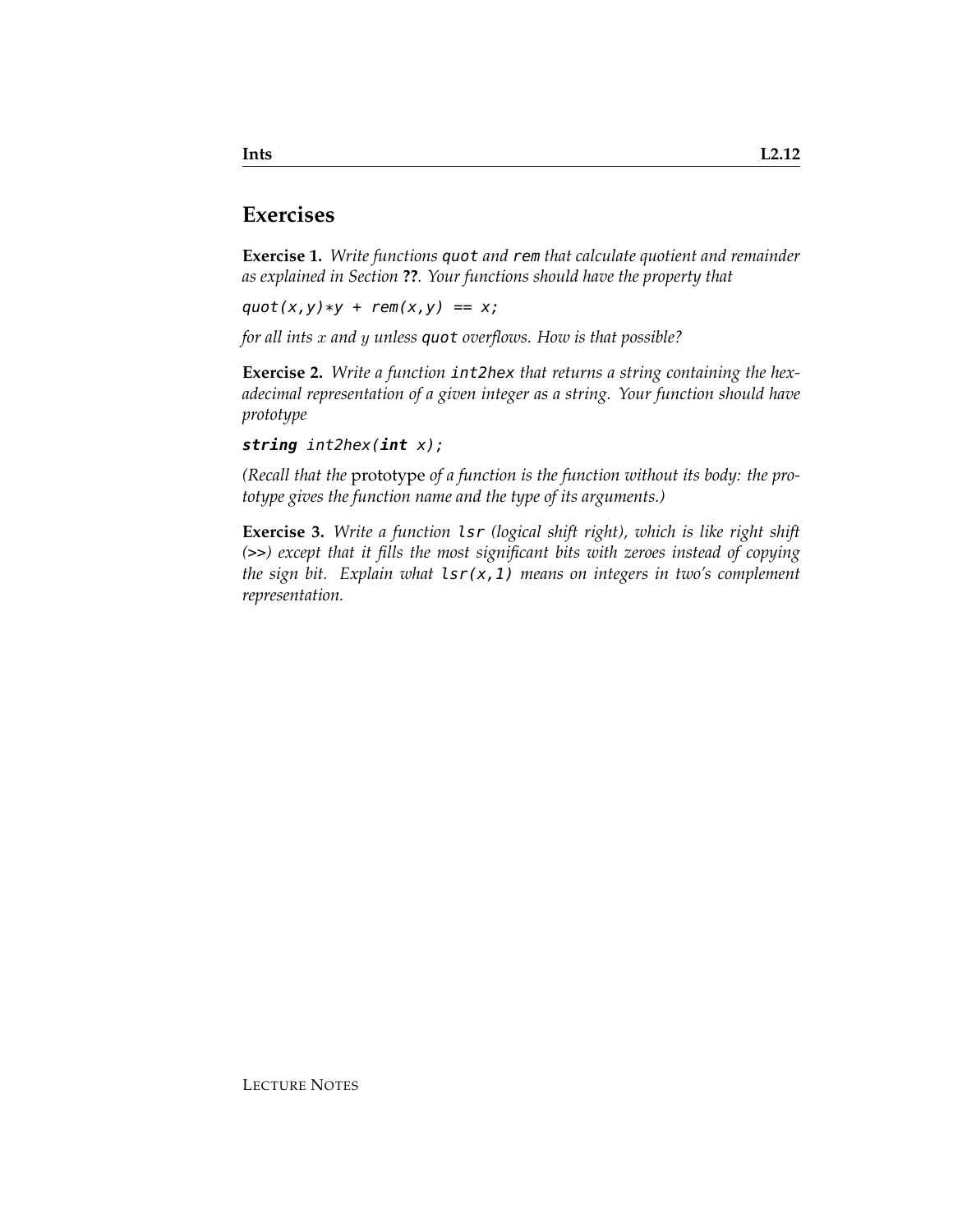## Exercises

**Exercise 1.** *Write functions* `quot` *and* `rem` *that calculate quotient and remainder as explained in Section* **??**. *Your functions should have the property that*

```
quot(x,y)*y + rem(x,y) == x;
```

*for all ints $x$ and $y$ unless* `quot` *overflows. How is that possible?*

**Exercise 2.** *Write a function* `int2hex` *that returns a string containing the hexadecimal representation of a given integer as a string. Your function should have prototype*

```
string int2hex(int x);
```

*(Recall that the* prototype *of a function is the function without its body: the prototype gives the function name and the type of its arguments.)*

**Exercise 3.** *Write a function* `lsr` *(logical shift right), which is like right shift (*`>>`*) except that it fills the most significant bits with zeroes instead of copying the sign bit. Explain what* `lsr(x,1)` *means on integers in two's complement representation.*